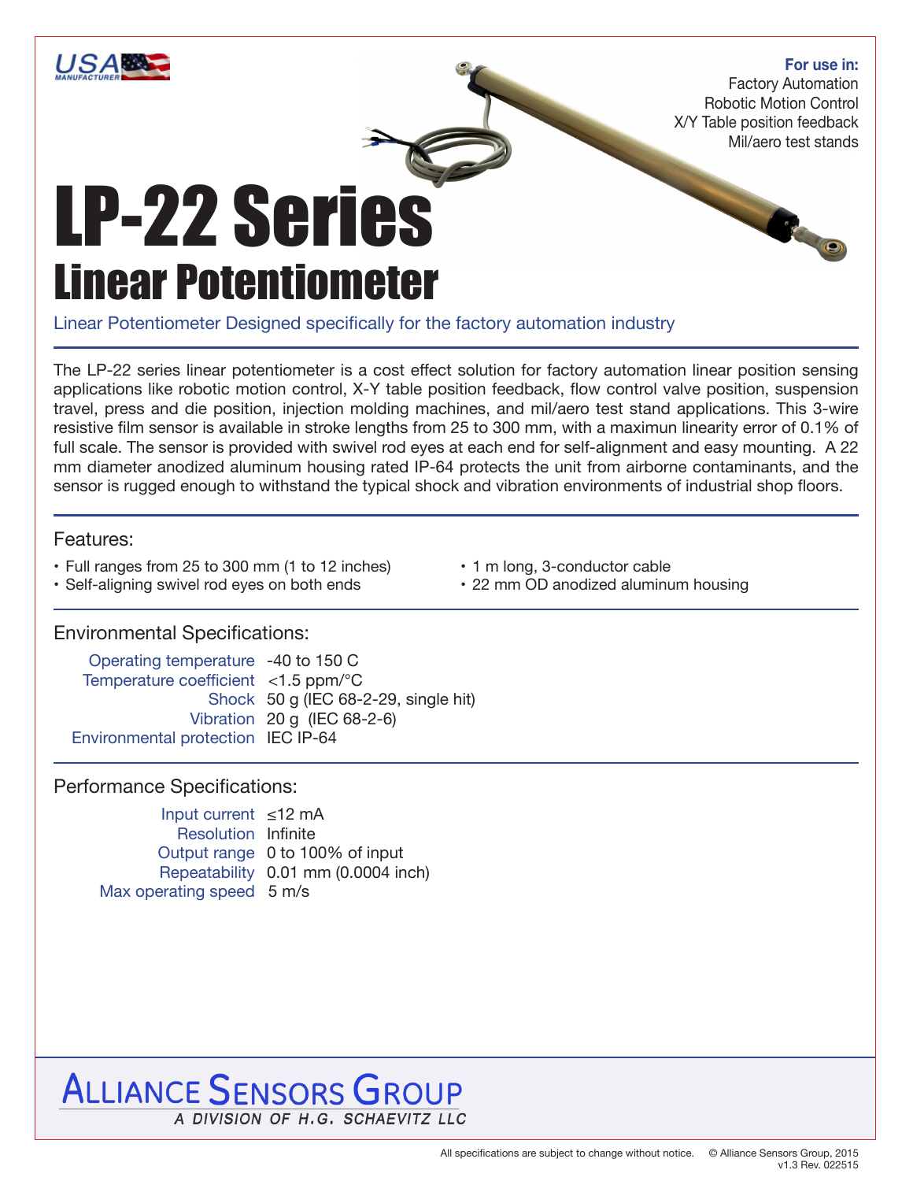USA MANUFACTURER

**For use in:**
Factory Automation
Robotic Motion Control
X/Y Table position feedback
Mil/aero test stands

# LP-22 Series
## Linear Potentiometer

Linear Potentiometer Designed specifically for the factory automation industry

The LP-22 series linear potentiometer is a cost effect solution for factory automation linear position sensing applications like robotic motion control, X-Y table position feedback, flow control valve position, suspension travel, press and die position, injection molding machines, and mil/aero test stand applications. This 3-wire resistive film sensor is available in stroke lengths from 25 to 300 mm, with a maximun linearity error of 0.1% of full scale. The sensor is provided with swivel rod eyes at each end for self-alignment and easy mounting. A 22 mm diameter anodized aluminum housing rated IP-64 protects the unit from airborne contaminants, and the sensor is rugged enough to withstand the typical shock and vibration environments of industrial shop floors.

### Features:

- Full ranges from 25 to 300 mm (1 to 12 inches)
- Self-aligning swivel rod eyes on both ends
- 1 m long, 3-conductor cable
- 22 mm OD anodized aluminum housing

### Environmental Specifications:

| | |
|---|---|
| Operating temperature | -40 to 150 C |
| Temperature coefficient | <1.5 ppm/°C |
| Shock | 50 g (IEC 68-2-29, single hit) |
| Vibration | 20 g (IEC 68-2-6) |
| Environmental protection | IEC IP-64 |

### Performance Specifications:

| | |
|---|---|
| Input current | ≤12 mA |
| Resolution | Infinite |
| Output range | 0 to 100% of input |
| Repeatability | 0.01 mm (0.0004 inch) |
| Max operating speed | 5 m/s |

ALLIANCE SENSORS GROUP
*A DIVISION OF H.G. SCHAEVITZ LLC*

All specifications are subject to change without notice. © Alliance Sensors Group, 2015
v1.3 Rev. 022515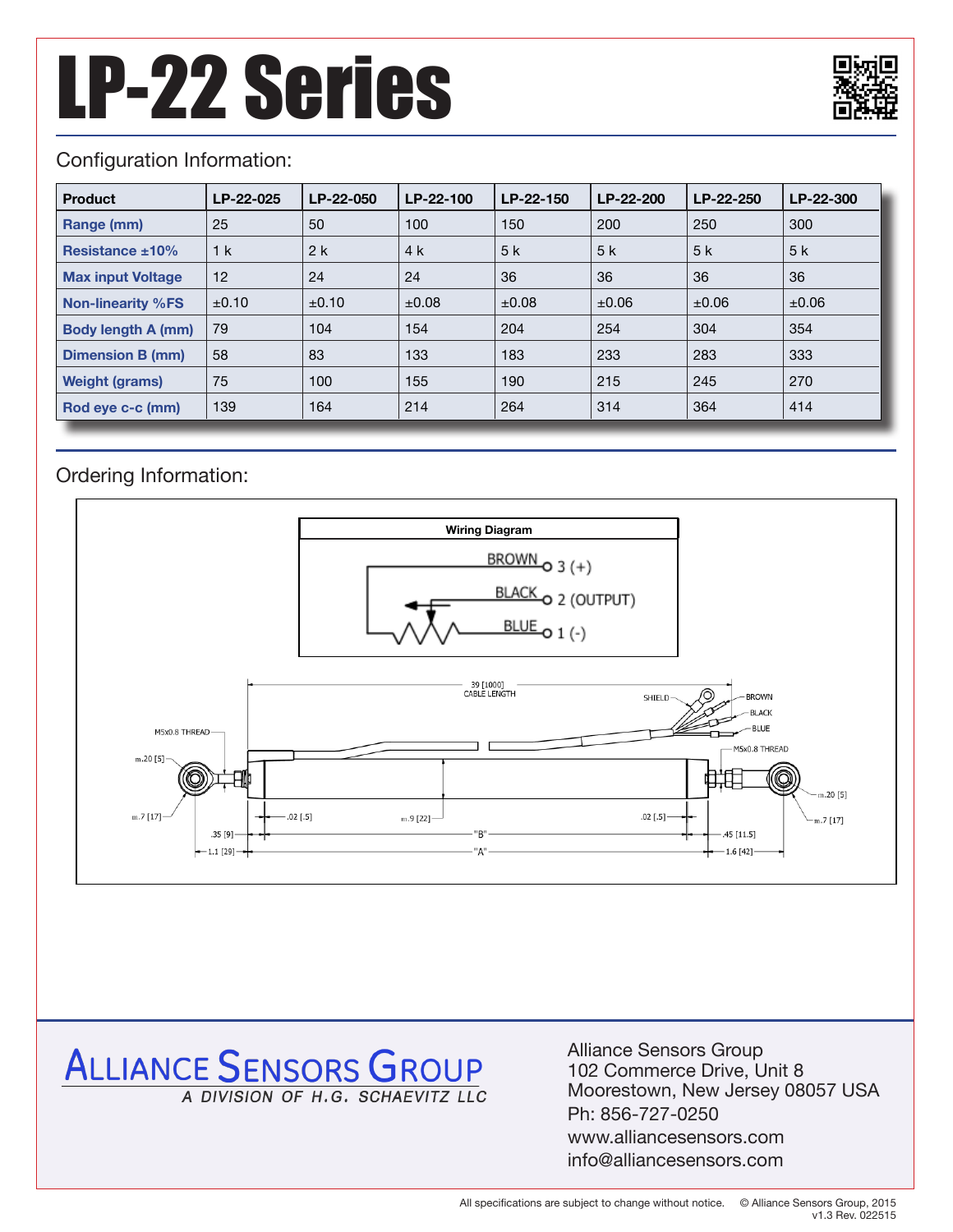# LP-22 Series

## Configuration Information:

| Product | LP-22-025 | LP-22-050 | LP-22-100 | LP-22-150 | LP-22-200 | LP-22-250 | LP-22-300 |
|---|---|---|---|---|---|---|---|
| Range (mm) | 25 | 50 | 100 | 150 | 200 | 250 | 300 |
| Resistance ±10% | 1 k | 2 k | 4 k | 5 k | 5 k | 5 k | 5 k |
| Max input Voltage | 12 | 24 | 24 | 36 | 36 | 36 | 36 |
| Non-linearity %FS | ±0.10 | ±0.10 | ±0.08 | ±0.08 | ±0.06 | ±0.06 | ±0.06 |
| Body length A (mm) | 79 | 104 | 154 | 204 | 254 | 304 | 354 |
| Dimension B (mm) | 58 | 83 | 133 | 183 | 233 | 283 | 333 |
| Weight (grams) | 75 | 100 | 155 | 190 | 215 | 245 | 270 |
| Rod eye c-c (mm) | 139 | 164 | 214 | 264 | 314 | 364 | 414 |

## Ordering Information:

Wiring Diagram

BROWN 3 (+)
BLACK 2 (OUTPUT)
BLUE 1 (-)

39 [1000] CABLE LENGTH
SHIELD
BROWN
BLACK
BLUE
M5x0.8 THREAD
M5x0.8 THREAD
m.20 [5]
m.20 [5]
m.7 [17]
m.7 [17]
.02 [.5]
m.9 [22]
.02 [.5]
.35 [9]
"B"
.45 [11.5]
1.1 [29]
"A"
1.6 [42]

**ALLIANCE SENSORS GROUP**
*A DIVISION OF H.G. SCHAEVITZ LLC*

Alliance Sensors Group
102 Commerce Drive, Unit 8
Moorestown, New Jersey 08057 USA
Ph: 856-727-0250
www.alliancesensors.com
info@alliancesensors.com

All specifications are subject to change without notice. © Alliance Sensors Group, 2015
v1.3 Rev. 022515